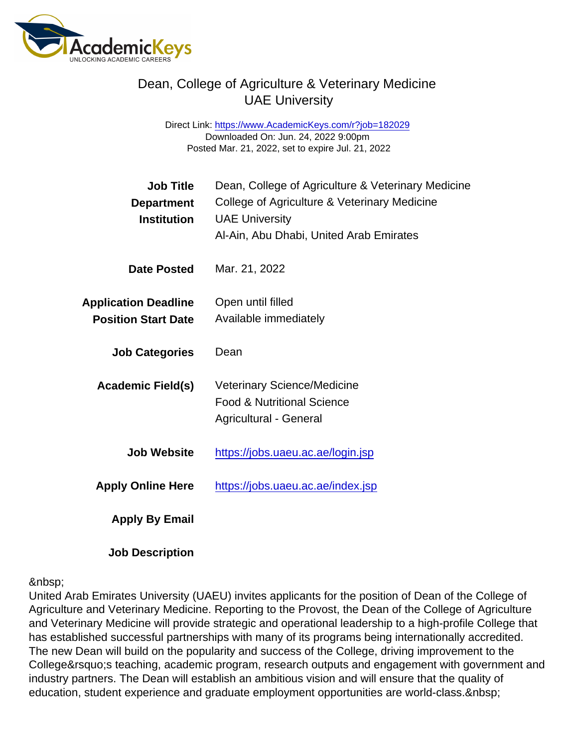# Dean, College of Agriculture & Veterinary Medicine
## UAE University

Direct Link: https://www.AcademicKeys.com/r?job=182029
Downloaded On: Jun. 24, 2022 9:00pm
Posted Mar. 21, 2022, set to expire Jul. 21, 2022

| | |
|---|---|
| **Job Title** | Dean, College of Agriculture & Veterinary Medicine |
| **Department** | College of Agriculture & Veterinary Medicine |
| **Institution** | UAE University<br>Al-Ain, Abu Dhabi, United Arab Emirates |
| **Date Posted** | Mar. 21, 2022 |
| **Application Deadline** | Open until filled |
| **Position Start Date** | Available immediately |
| **Job Categories** | Dean |
| **Academic Field(s)** | Veterinary Science/Medicine<br>Food & Nutritional Science<br>Agricultural - General |
| **Job Website** | https://jobs.uaeu.ac.ae/login.jsp |
| **Apply Online Here** | https://jobs.uaeu.ac.ae/index.jsp |
| **Apply By Email** | |

**Job Description**

&nbsp;
United Arab Emirates University (UAEU) invites applicants for the position of Dean of the College of Agriculture and Veterinary Medicine. Reporting to the Provost, the Dean of the College of Agriculture and Veterinary Medicine will provide strategic and operational leadership to a high-profile College that has established successful partnerships with many of its programs being internationally accredited. The new Dean will build on the popularity and success of the College, driving improvement to the College&rsquo;s teaching, academic program, research outputs and engagement with government and industry partners. The Dean will establish an ambitious vision and will ensure that the quality of education, student experience and graduate employment opportunities are world-class.&nbsp;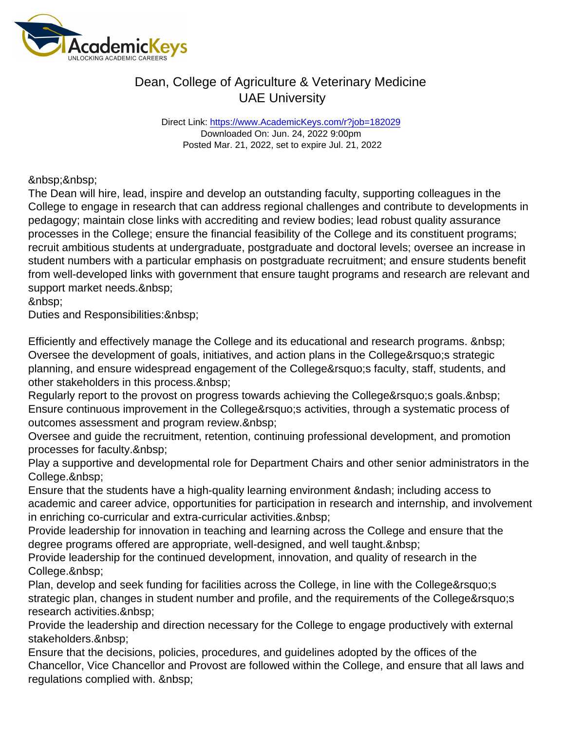Dean, College of Agriculture & Veterinary Medicine
UAE University

Direct Link: https://www.AcademicKeys.com/r?job=182029
Downloaded On: Jun. 24, 2022 9:00pm
Posted Mar. 21, 2022, set to expire Jul. 21, 2022

&nbsp;&nbsp;
The Dean will hire, lead, inspire and develop an outstanding faculty, supporting colleagues in the College to engage in research that can address regional challenges and contribute to developments in pedagogy; maintain close links with accrediting and review bodies; lead robust quality assurance processes in the College; ensure the financial feasibility of the College and its constituent programs; recruit ambitious students at undergraduate, postgraduate and doctoral levels; oversee an increase in student numbers with a particular emphasis on postgraduate recruitment; and ensure students benefit from well-developed links with government that ensure taught programs and research are relevant and support market needs.&nbsp;
&nbsp;
Duties and Responsibilities:&nbsp;

Efficiently and effectively manage the College and its educational and research programs. &nbsp;
Oversee the development of goals, initiatives, and action plans in the College&rsquo;s strategic planning, and ensure widespread engagement of the College&rsquo;s faculty, staff, students, and other stakeholders in this process.&nbsp;
Regularly report to the provost on progress towards achieving the College&rsquo;s goals.&nbsp;
Ensure continuous improvement in the College&rsquo;s activities, through a systematic process of outcomes assessment and program review.&nbsp;
Oversee and guide the recruitment, retention, continuing professional development, and promotion processes for faculty.&nbsp;
Play a supportive and developmental role for Department Chairs and other senior administrators in the College.&nbsp;
Ensure that the students have a high-quality learning environment &ndash; including access to academic and career advice, opportunities for participation in research and internship, and involvement in enriching co-curricular and extra-curricular activities.&nbsp;
Provide leadership for innovation in teaching and learning across the College and ensure that the degree programs offered are appropriate, well-designed, and well taught.&nbsp;
Provide leadership for the continued development, innovation, and quality of research in the College.&nbsp;
Plan, develop and seek funding for facilities across the College, in line with the College&rsquo;s strategic plan, changes in student number and profile, and the requirements of the College&rsquo;s research activities.&nbsp;
Provide the leadership and direction necessary for the College to engage productively with external stakeholders.&nbsp;
Ensure that the decisions, policies, procedures, and guidelines adopted by the offices of the Chancellor, Vice Chancellor and Provost are followed within the College, and ensure that all laws and regulations complied with. &nbsp;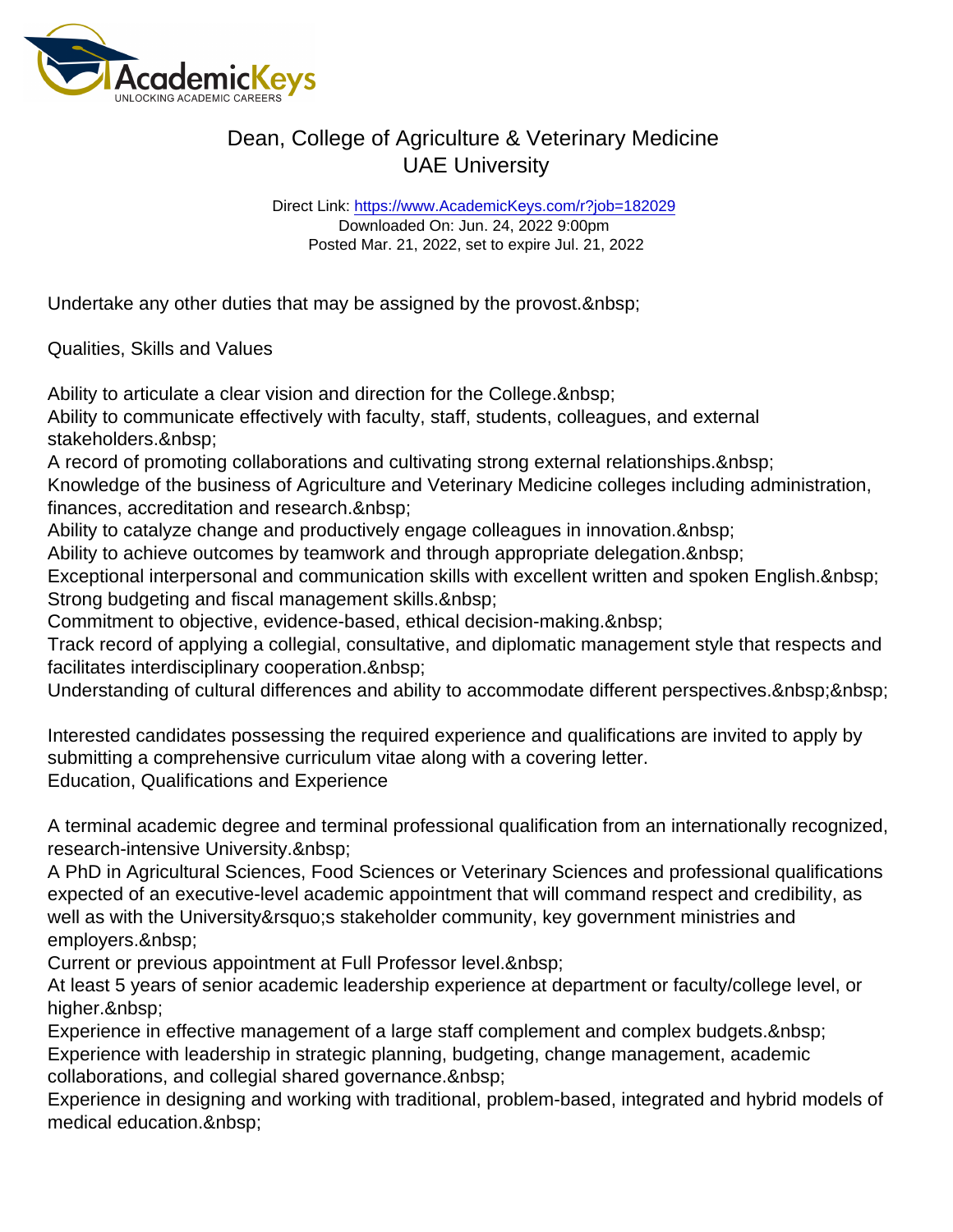# Dean, College of Agriculture & Veterinary Medicine
## UAE University

Direct Link: https://www.AcademicKeys.com/r?job=182029
Downloaded On: Jun. 24, 2022 9:00pm
Posted Mar. 21, 2022, set to expire Jul. 21, 2022

Undertake any other duties that may be assigned by the provost.&nbsp;

Qualities, Skills and Values

Ability to articulate a clear vision and direction for the College.&nbsp;
Ability to communicate effectively with faculty, staff, students, colleagues, and external stakeholders.&nbsp;
A record of promoting collaborations and cultivating strong external relationships.&nbsp;
Knowledge of the business of Agriculture and Veterinary Medicine colleges including administration, finances, accreditation and research.&nbsp;
Ability to catalyze change and productively engage colleagues in innovation.&nbsp;
Ability to achieve outcomes by teamwork and through appropriate delegation.&nbsp;
Exceptional interpersonal and communication skills with excellent written and spoken English.&nbsp;
Strong budgeting and fiscal management skills.&nbsp;
Commitment to objective, evidence-based, ethical decision-making.&nbsp;
Track record of applying a collegial, consultative, and diplomatic management style that respects and facilitates interdisciplinary cooperation.&nbsp;
Understanding of cultural differences and ability to accommodate different perspectives.&nbsp;&nbsp;

Interested candidates possessing the required experience and qualifications are invited to apply by submitting a comprehensive curriculum vitae along with a covering letter.
Education, Qualifications and Experience

A terminal academic degree and terminal professional qualification from an internationally recognized, research-intensive University.&nbsp;
A PhD in Agricultural Sciences, Food Sciences or Veterinary Sciences and professional qualifications expected of an executive-level academic appointment that will command respect and credibility, as well as with the University&rsquo;s stakeholder community, key government ministries and employers.&nbsp;
Current or previous appointment at Full Professor level.&nbsp;
At least 5 years of senior academic leadership experience at department or faculty/college level, or higher.&nbsp;
Experience in effective management of a large staff complement and complex budgets.&nbsp;
Experience with leadership in strategic planning, budgeting, change management, academic collaborations, and collegial shared governance.&nbsp;
Experience in designing and working with traditional, problem-based, integrated and hybrid models of medical education.&nbsp;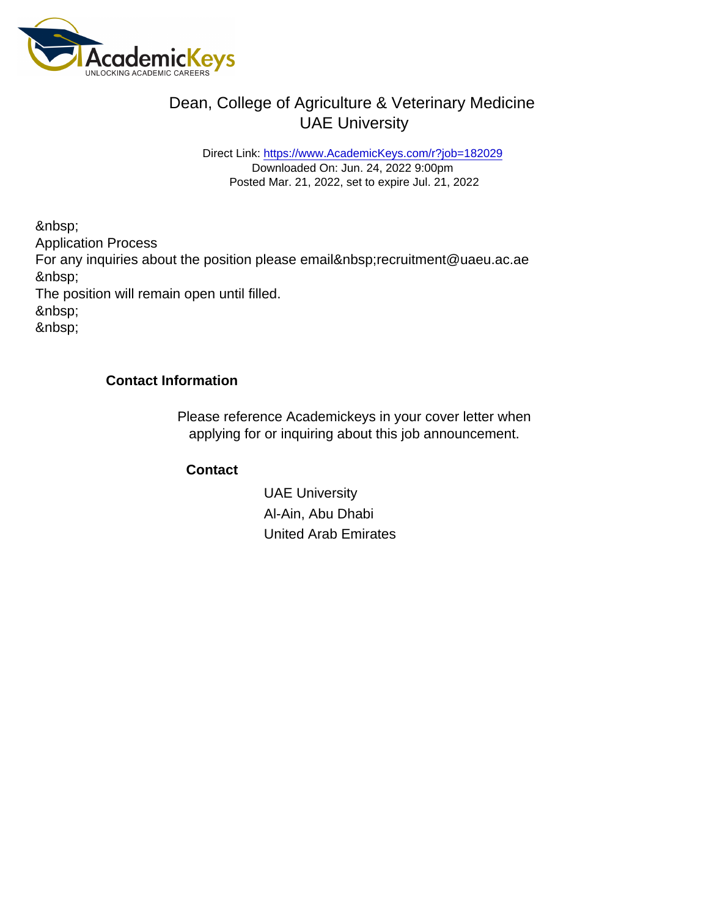&nbsp;

Application Process

For any inquiries about the position please email&nbsp;recruitment@uaeu.ac.ae

&nbsp;

The position will remain open until filled.

&nbsp;

&nbsp;

## Contact Information

Please reference Academickeys in your cover letter when applying for or inquiring about this job announcement.

### Contact

UAE University
Al-Ain, Abu Dhabi
United Arab Emirates